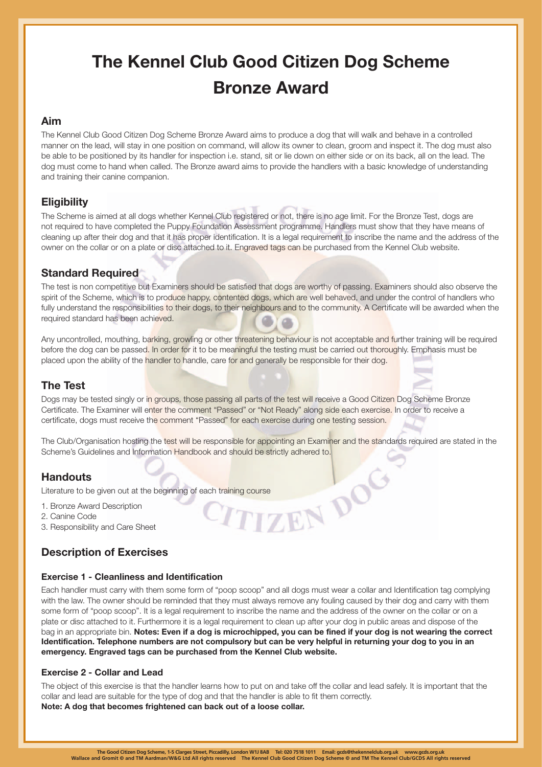# The Kennel Club Good Citizen Dog Scheme Bronze Award

## Aim

The Kennel Club Good Citizen Dog Scheme Bronze Award aims to produce a dog that will walk and behave in a controlled manner on the lead, will stay in one position on command, will allow its owner to clean, groom and inspect it. The dog must also be able to be positioned by its handler for inspection i.e. stand, sit or lie down on either side or on its back, all on the lead. The dog must come to hand when called. The Bronze award aims to provide the handlers with a basic knowledge of understanding and training their canine companion.

## Eligibility

The Scheme is aimed at all dogs whether Kennel Club registered or not, there is no age limit. For the Bronze Test, dogs are not required to have completed the Puppy Foundation Assessment programme. Handlers must show that they have means of cleaning up after their dog and that it has proper identification. It is a legal requirement to inscribe the name and the address of the owner on the collar or on a plate or disc attached to it. Engraved tags can be purchased from the Kennel Club website.

## Standard Required

The test is non competitive but Examiners should be satisfied that dogs are worthy of passing. Examiners should also observe the spirit of the Scheme, which is to produce happy, contented dogs, which are well behaved, and under the control of handlers who fully understand the responsibilities to their dogs, to their neighbours and to the community. A Certificate will be awarded when the required standard has been achieved.

Any uncontrolled, mouthing, barking, growling or other threatening behaviour is not acceptable and further training will be required before the dog can be passed. In order for it to be meaningful the testing must be carried out thoroughly. Emphasis must be placed upon the ability of the handler to handle, care for and generally be responsible for their dog.

## The Test

Dogs may be tested singly or in groups, those passing all parts of the test will receive a Good Citizen Dog Scheme Bronze Certificate. The Examiner will enter the comment "Passed" or "Not Ready" along side each exercise. In order to receive a certificate, dogs must receive the comment "Passed" for each exercise during one testing session.

The Club/Organisation hosting the test will be responsible for appointing an Examiner and the standards required are stated in the Scheme's Guidelines and Information Handbook and should be strictly adhered to.

## Handouts

Literature to be given out at the beginning of each training course

1. Bronze Award Description
2. Canine Code
3. Responsibility and Care Sheet

## Description of Exercises

### Exercise 1 - Cleanliness and Identification

Each handler must carry with them some form of "poop scoop" and all dogs must wear a collar and Identification tag complying with the law. The owner should be reminded that they must always remove any fouling caused by their dog and carry with them some form of "poop scoop". It is a legal requirement to inscribe the name and the address of the owner on the collar or on a plate or disc attached to it. Furthermore it is a legal requirement to clean up after your dog in public areas and dispose of the bag in an appropriate bin. **Notes: Even if a dog is microchipped, you can be fined if your dog is not wearing the correct Identification. Telephone numbers are not compulsory but can be very helpful in returning your dog to you in an emergency. Engraved tags can be purchased from the Kennel Club website.**

### Exercise 2 - Collar and Lead

The object of this exercise is that the handler learns how to put on and take off the collar and lead safely. It is important that the collar and lead are suitable for the type of dog and that the handler is able to fit them correctly.
**Note: A dog that becomes frightened can back out of a loose collar.**

The Good Citizen Dog Scheme, 1-5 Clarges Street, Piccadilly, London W1J 8AB Tel: 020 7518 1011 Email: gcds@thekennelclub.org.uk www.gcds.org.uk
Wallace and Gromit © and TM Aardman/W&G Ltd All rights reserved The Kennel Club Good Citizen Dog Scheme © and TM The Kennel Club/GCDS All rights reserved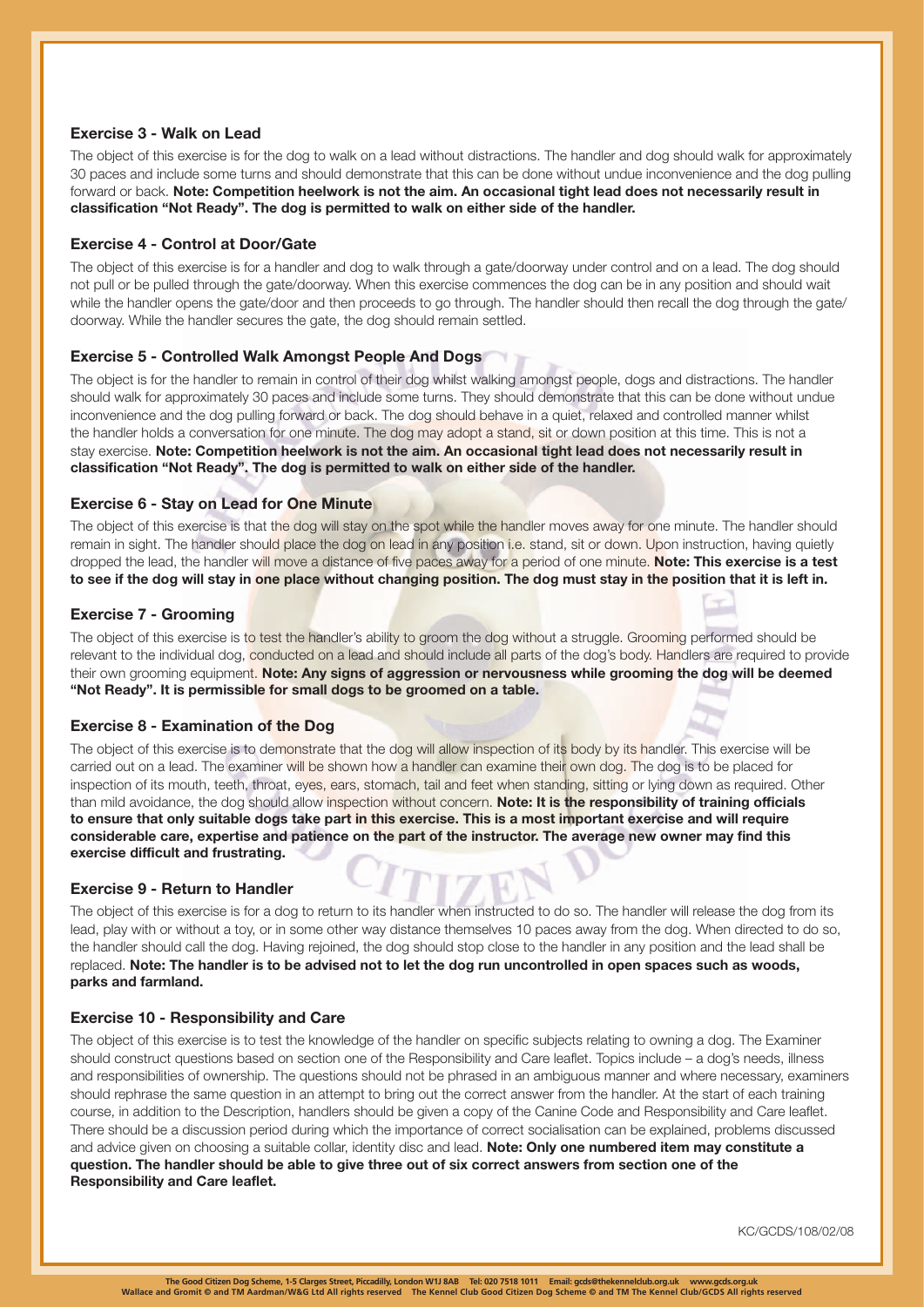### Exercise 3 - Walk on Lead

The object of this exercise is for the dog to walk on a lead without distractions. The handler and dog should walk for approximately 30 paces and include some turns and should demonstrate that this can be done without undue inconvenience and the dog pulling forward or back. **Note: Competition heelwork is not the aim. An occasional tight lead does not necessarily result in classification "Not Ready". The dog is permitted to walk on either side of the handler.**

### Exercise 4 - Control at Door/Gate

The object of this exercise is for a handler and dog to walk through a gate/doorway under control and on a lead. The dog should not pull or be pulled through the gate/doorway. When this exercise commences the dog can be in any position and should wait while the handler opens the gate/door and then proceeds to go through. The handler should then recall the dog through the gate/doorway. While the handler secures the gate, the dog should remain settled.

### Exercise 5 - Controlled Walk Amongst People And Dogs

The object is for the handler to remain in control of their dog whilst walking amongst people, dogs and distractions. The handler should walk for approximately 30 paces and include some turns. They should demonstrate that this can be done without undue inconvenience and the dog pulling forward or back. The dog should behave in a quiet, relaxed and controlled manner whilst the handler holds a conversation for one minute. The dog may adopt a stand, sit or down position at this time. This is not a stay exercise. **Note: Competition heelwork is not the aim. An occasional tight lead does not necessarily result in classification "Not Ready". The dog is permitted to walk on either side of the handler.**

### Exercise 6 - Stay on Lead for One Minute

The object of this exercise is that the dog will stay on the spot while the handler moves away for one minute. The handler should remain in sight. The handler should place the dog on lead in any position i.e. stand, sit or down. Upon instruction, having quietly dropped the lead, the handler will move a distance of five paces away for a period of one minute. **Note: This exercise is a test to see if the dog will stay in one place without changing position. The dog must stay in the position that it is left in.**

### Exercise 7 - Grooming

The object of this exercise is to test the handler's ability to groom the dog without a struggle. Grooming performed should be relevant to the individual dog, conducted on a lead and should include all parts of the dog's body. Handlers are required to provide their own grooming equipment. **Note: Any signs of aggression or nervousness while grooming the dog will be deemed "Not Ready". It is permissible for small dogs to be groomed on a table.**

### Exercise 8 - Examination of the Dog

The object of this exercise is to demonstrate that the dog will allow inspection of its body by its handler. This exercise will be carried out on a lead. The examiner will be shown how a handler can examine their own dog. The dog is to be placed for inspection of its mouth, teeth, throat, eyes, ears, stomach, tail and feet when standing, sitting or lying down as required. Other than mild avoidance, the dog should allow inspection without concern. **Note: It is the responsibility of training officials to ensure that only suitable dogs take part in this exercise. This is a most important exercise and will require considerable care, expertise and patience on the part of the instructor. The average new owner may find this exercise difficult and frustrating.**

### Exercise 9 - Return to Handler

The object of this exercise is for a dog to return to its handler when instructed to do so. The handler will release the dog from its lead, play with or without a toy, or in some other way distance themselves 10 paces away from the dog. When directed to do so, the handler should call the dog. Having rejoined, the dog should stop close to the handler in any position and the lead shall be replaced. **Note: The handler is to be advised not to let the dog run uncontrolled in open spaces such as woods, parks and farmland.**

### Exercise 10 - Responsibility and Care

The object of this exercise is to test the knowledge of the handler on specific subjects relating to owning a dog. The Examiner should construct questions based on section one of the Responsibility and Care leaflet. Topics include – a dog's needs, illness and responsibilities of ownership. The questions should not be phrased in an ambiguous manner and where necessary, examiners should rephrase the same question in an attempt to bring out the correct answer from the handler. At the start of each training course, in addition to the Description, handlers should be given a copy of the Canine Code and Responsibility and Care leaflet. There should be a discussion period during which the importance of correct socialisation can be explained, problems discussed and advice given on choosing a suitable collar, identity disc and lead. **Note: Only one numbered item may constitute a question. The handler should be able to give three out of six correct answers from section one of the Responsibility and Care leaflet.**

KC/GCDS/108/02/08

The Good Citizen Dog Scheme, 1-5 Clarges Street, Piccadilly, London W1J 8AB Tel: 020 7518 1011 Email: gcds@thekennelclub.org.uk www.gcds.org.uk
Wallace and Gromit © and TM Aardman/W&G Ltd All rights reserved The Kennel Club Good Citizen Dog Scheme © and TM The Kennel Club/GCDS All rights reserved